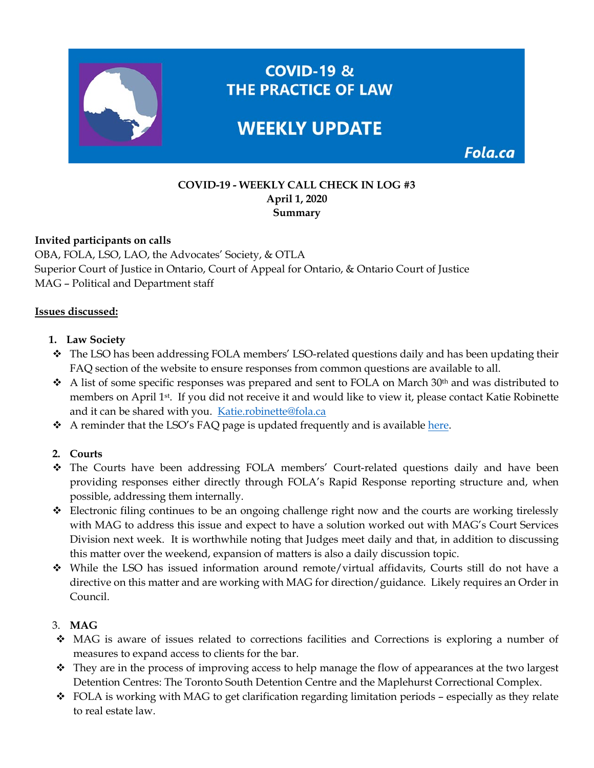# COVID-19 & THE PRACTICE OF LAW

## WEEKLY UPDATE

Fola.ca

**COVID-19 - WEEKLY CALL CHECK IN LOG #3**
**April 1, 2020**
**Summary**

**Invited participants on calls**
OBA, FOLA, LSO, LAO, the Advocates' Society, & OTLA
Superior Court of Justice in Ontario, Court of Appeal for Ontario, & Ontario Court of Justice
MAG – Political and Department staff

**Issues discussed:**

1. **Law Society**

- The LSO has been addressing FOLA members' LSO-related questions daily and has been updating their FAQ section of the website to ensure responses from common questions are available to all.
- A list of some specific responses was prepared and sent to FOLA on March 30th and was distributed to members on April 1st. If you did not receive it and would like to view it, please contact Katie Robinette and it can be shared with you. Katie.robinette@fola.ca
- A reminder that the LSO's FAQ page is updated frequently and is available here.

2. **Courts**

- The Courts have been addressing FOLA members' Court-related questions daily and have been providing responses either directly through FOLA's Rapid Response reporting structure and, when possible, addressing them internally.
- Electronic filing continues to be an ongoing challenge right now and the courts are working tirelessly with MAG to address this issue and expect to have a solution worked out with MAG's Court Services Division next week. It is worthwhile noting that Judges meet daily and that, in addition to discussing this matter over the weekend, expansion of matters is also a daily discussion topic.
- While the LSO has issued information around remote/virtual affidavits, Courts still do not have a directive on this matter and are working with MAG for direction/guidance. Likely requires an Order in Council.

3. **MAG**

- MAG is aware of issues related to corrections facilities and Corrections is exploring a number of measures to expand access to clients for the bar.
- They are in the process of improving access to help manage the flow of appearances at the two largest Detention Centres: The Toronto South Detention Centre and the Maplehurst Correctional Complex.
- FOLA is working with MAG to get clarification regarding limitation periods – especially as they relate to real estate law.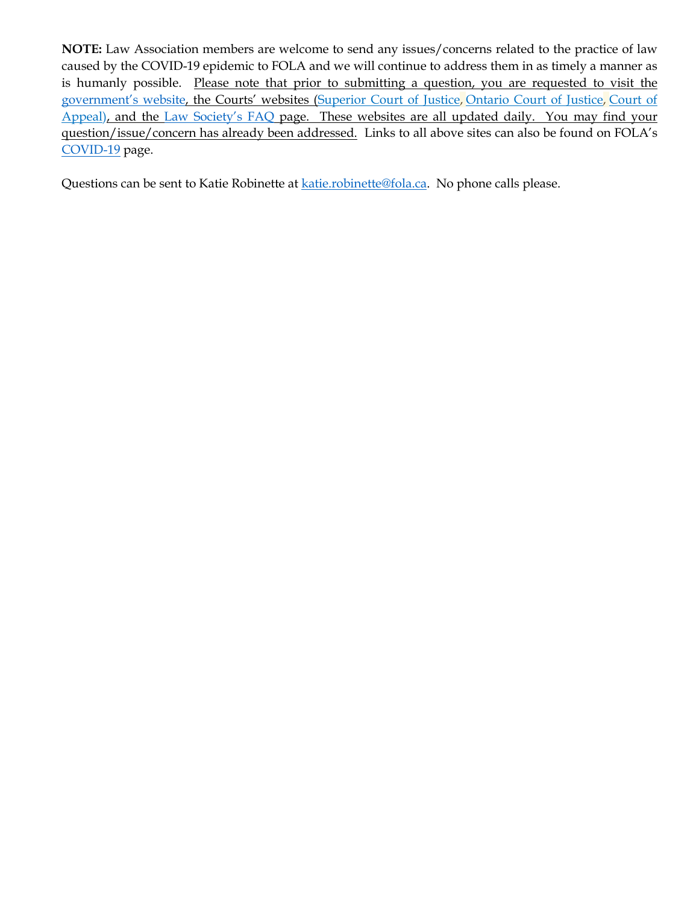**NOTE:** Law Association members are welcome to send any issues/concerns related to the practice of law caused by the COVID-19 epidemic to FOLA and we will continue to address them in as timely a manner as is humanly possible. Please note that prior to submitting a question, you are requested to visit the government's website, the Courts' websites (Superior Court of Justice, Ontario Court of Justice, Court of Appeal), and the Law Society's FAQ page. These websites are all updated daily. You may find your question/issue/concern has already been addressed. Links to all above sites can also be found on FOLA's COVID-19 page.

Questions can be sent to Katie Robinette at katie.robinette@fola.ca. No phone calls please.